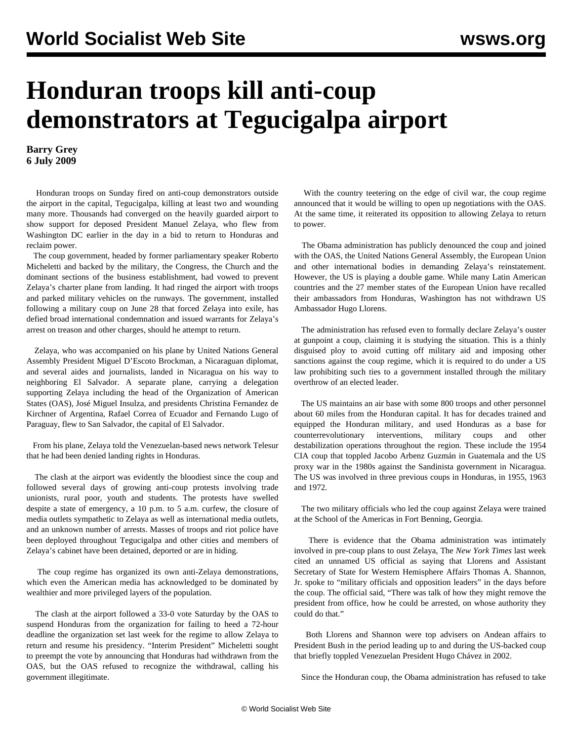# Honduran troops kill anti-coup demonstrators at Tegucigalpa airport

**Barry Grey**
**6 July 2009**

Honduran troops on Sunday fired on anti-coup demonstrators outside the airport in the capital, Tegucigalpa, killing at least two and wounding many more. Thousands had converged on the heavily guarded airport to show support for deposed President Manuel Zelaya, who flew from Washington DC earlier in the day in a bid to return to Honduras and reclaim power.

The coup government, headed by former parliamentary speaker Roberto Micheletti and backed by the military, the Congress, the Church and the dominant sections of the business establishment, had vowed to prevent Zelaya's charter plane from landing. It had ringed the airport with troops and parked military vehicles on the runways. The government, installed following a military coup on June 28 that forced Zelaya into exile, has defied broad international condemnation and issued warrants for Zelaya's arrest on treason and other charges, should he attempt to return.

Zelaya, who was accompanied on his plane by United Nations General Assembly President Miguel D'Escoto Brockman, a Nicaraguan diplomat, and several aides and journalists, landed in Nicaragua on his way to neighboring El Salvador. A separate plane, carrying a delegation supporting Zelaya including the head of the Organization of American States (OAS), José Miguel Insulza, and presidents Christina Fernandez de Kirchner of Argentina, Rafael Correa of Ecuador and Fernando Lugo of Paraguay, flew to San Salvador, the capital of El Salvador.

From his plane, Zelaya told the Venezuelan-based news network Telesur that he had been denied landing rights in Honduras.

The clash at the airport was evidently the bloodiest since the coup and followed several days of growing anti-coup protests involving trade unionists, rural poor, youth and students. The protests have swelled despite a state of emergency, a 10 p.m. to 5 a.m. curfew, the closure of media outlets sympathetic to Zelaya as well as international media outlets, and an unknown number of arrests. Masses of troops and riot police have been deployed throughout Tegucigalpa and other cities and members of Zelaya's cabinet have been detained, deported or are in hiding.

The coup regime has organized its own anti-Zelaya demonstrations, which even the American media has acknowledged to be dominated by wealthier and more privileged layers of the population.

The clash at the airport followed a 33-0 vote Saturday by the OAS to suspend Honduras from the organization for failing to heed a 72-hour deadline the organization set last week for the regime to allow Zelaya to return and resume his presidency. "Interim President" Micheletti sought to preempt the vote by announcing that Honduras had withdrawn from the OAS, but the OAS refused to recognize the withdrawal, calling his government illegitimate.

With the country teetering on the edge of civil war, the coup regime announced that it would be willing to open up negotiations with the OAS. At the same time, it reiterated its opposition to allowing Zelaya to return to power.

The Obama administration has publicly denounced the coup and joined with the OAS, the United Nations General Assembly, the European Union and other international bodies in demanding Zelaya's reinstatement. However, the US is playing a double game. While many Latin American countries and the 27 member states of the European Union have recalled their ambassadors from Honduras, Washington has not withdrawn US Ambassador Hugo Llorens.

The administration has refused even to formally declare Zelaya's ouster at gunpoint a coup, claiming it is studying the situation. This is a thinly disguised ploy to avoid cutting off military aid and imposing other sanctions against the coup regime, which it is required to do under a US law prohibiting such ties to a government installed through the military overthrow of an elected leader.

The US maintains an air base with some 800 troops and other personnel about 60 miles from the Honduran capital. It has for decades trained and equipped the Honduran military, and used Honduras as a base for counterrevolutionary interventions, military coups and other destabilization operations throughout the region. These include the 1954 CIA coup that toppled Jacobo Arbenz Guzmán in Guatemala and the US proxy war in the 1980s against the Sandinista government in Nicaragua. The US was involved in three previous coups in Honduras, in 1955, 1963 and 1972.

The two military officials who led the coup against Zelaya were trained at the School of the Americas in Fort Benning, Georgia.

There is evidence that the Obama administration was intimately involved in pre-coup plans to oust Zelaya, The *New York Times* last week cited an unnamed US official as saying that Llorens and Assistant Secretary of State for Western Hemisphere Affairs Thomas A. Shannon, Jr. spoke to "military officials and opposition leaders" in the days before the coup. The official said, "There was talk of how they might remove the president from office, how he could be arrested, on whose authority they could do that."

Both Llorens and Shannon were top advisers on Andean affairs to President Bush in the period leading up to and during the US-backed coup that briefly toppled Venezuelan President Hugo Chávez in 2002.

Since the Honduran coup, the Obama administration has refused to take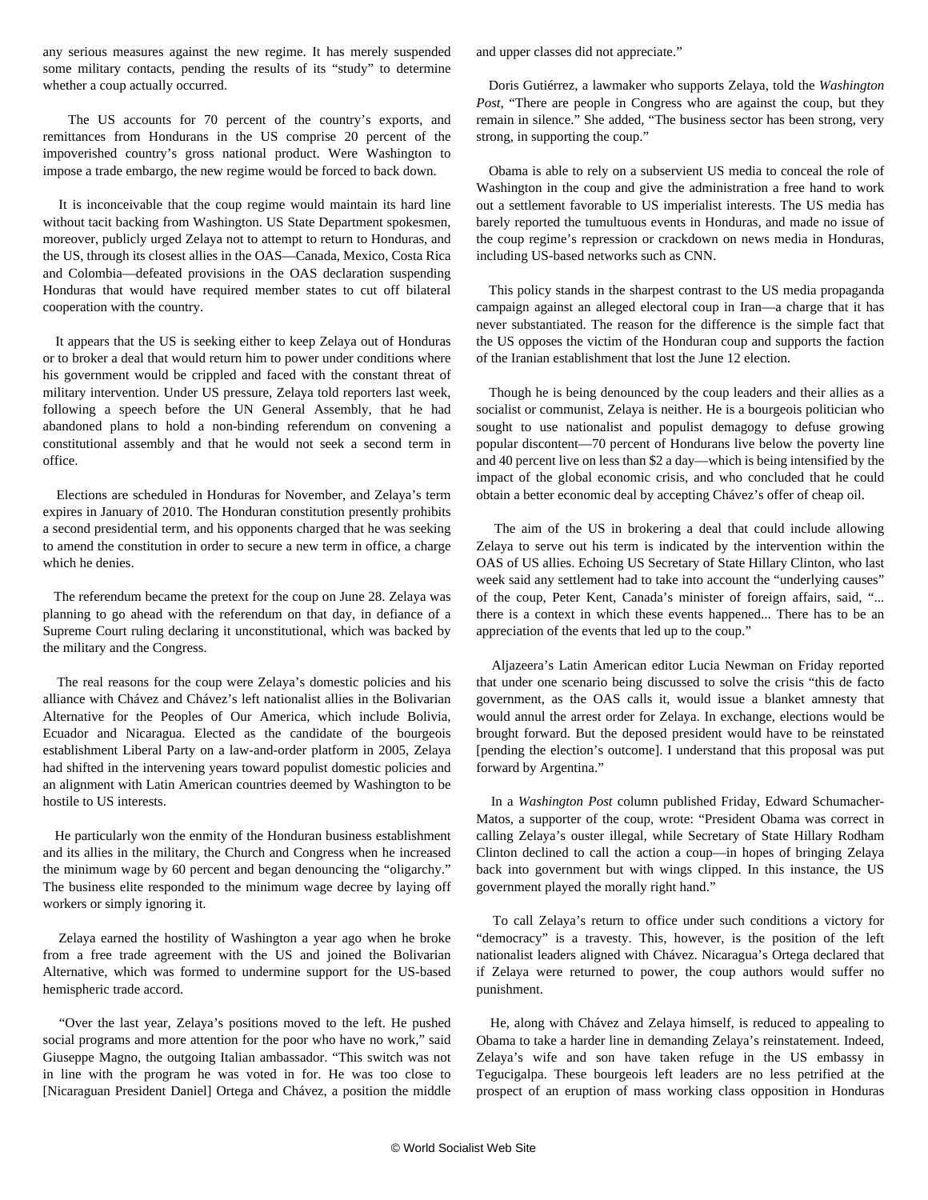any serious measures against the new regime. It has merely suspended some military contacts, pending the results of its "study" to determine whether a coup actually occurred.

The US accounts for 70 percent of the country's exports, and remittances from Hondurans in the US comprise 20 percent of the impoverished country's gross national product. Were Washington to impose a trade embargo, the new regime would be forced to back down.

It is inconceivable that the coup regime would maintain its hard line without tacit backing from Washington. US State Department spokesmen, moreover, publicly urged Zelaya not to attempt to return to Honduras, and the US, through its closest allies in the OAS—Canada, Mexico, Costa Rica and Colombia—defeated provisions in the OAS declaration suspending Honduras that would have required member states to cut off bilateral cooperation with the country.

It appears that the US is seeking either to keep Zelaya out of Honduras or to broker a deal that would return him to power under conditions where his government would be crippled and faced with the constant threat of military intervention. Under US pressure, Zelaya told reporters last week, following a speech before the UN General Assembly, that he had abandoned plans to hold a non-binding referendum on convening a constitutional assembly and that he would not seek a second term in office.

Elections are scheduled in Honduras for November, and Zelaya's term expires in January of 2010. The Honduran constitution presently prohibits a second presidential term, and his opponents charged that he was seeking to amend the constitution in order to secure a new term in office, a charge which he denies.

The referendum became the pretext for the coup on June 28. Zelaya was planning to go ahead with the referendum on that day, in defiance of a Supreme Court ruling declaring it unconstitutional, which was backed by the military and the Congress.

The real reasons for the coup were Zelaya's domestic policies and his alliance with Chávez and Chávez's left nationalist allies in the Bolivarian Alternative for the Peoples of Our America, which include Bolivia, Ecuador and Nicaragua. Elected as the candidate of the bourgeois establishment Liberal Party on a law-and-order platform in 2005, Zelaya had shifted in the intervening years toward populist domestic policies and an alignment with Latin American countries deemed by Washington to be hostile to US interests.

He particularly won the enmity of the Honduran business establishment and its allies in the military, the Church and Congress when he increased the minimum wage by 60 percent and began denouncing the "oligarchy." The business elite responded to the minimum wage decree by laying off workers or simply ignoring it.

Zelaya earned the hostility of Washington a year ago when he broke from a free trade agreement with the US and joined the Bolivarian Alternative, which was formed to undermine support for the US-based hemispheric trade accord.

"Over the last year, Zelaya's positions moved to the left. He pushed social programs and more attention for the poor who have no work," said Giuseppe Magno, the outgoing Italian ambassador. "This switch was not in line with the program he was voted in for. He was too close to [Nicaraguan President Daniel] Ortega and Chávez, a position the middle and upper classes did not appreciate."

Doris Gutiérrez, a lawmaker who supports Zelaya, told the *Washington Post*, "There are people in Congress who are against the coup, but they remain in silence." She added, "The business sector has been strong, very strong, in supporting the coup."

Obama is able to rely on a subservient US media to conceal the role of Washington in the coup and give the administration a free hand to work out a settlement favorable to US imperialist interests. The US media has barely reported the tumultuous events in Honduras, and made no issue of the coup regime's repression or crackdown on news media in Honduras, including US-based networks such as CNN.

This policy stands in the sharpest contrast to the US media propaganda campaign against an alleged electoral coup in Iran—a charge that it has never substantiated. The reason for the difference is the simple fact that the US opposes the victim of the Honduran coup and supports the faction of the Iranian establishment that lost the June 12 election.

Though he is being denounced by the coup leaders and their allies as a socialist or communist, Zelaya is neither. He is a bourgeois politician who sought to use nationalist and populist demagogy to defuse growing popular discontent—70 percent of Hondurans live below the poverty line and 40 percent live on less than $2 a day—which is being intensified by the impact of the global economic crisis, and who concluded that he could obtain a better economic deal by accepting Chávez's offer of cheap oil.

The aim of the US in brokering a deal that could include allowing Zelaya to serve out his term is indicated by the intervention within the OAS of US allies. Echoing US Secretary of State Hillary Clinton, who last week said any settlement had to take into account the "underlying causes" of the coup, Peter Kent, Canada's minister of foreign affairs, said, "... there is a context in which these events happened... There has to be an appreciation of the events that led up to the coup."

Aljazeera's Latin American editor Lucia Newman on Friday reported that under one scenario being discussed to solve the crisis "this de facto government, as the OAS calls it, would issue a blanket amnesty that would annul the arrest order for Zelaya. In exchange, elections would be brought forward. But the deposed president would have to be reinstated [pending the election's outcome]. I understand that this proposal was put forward by Argentina."

In a *Washington Post* column published Friday, Edward Schumacher-Matos, a supporter of the coup, wrote: "President Obama was correct in calling Zelaya's ouster illegal, while Secretary of State Hillary Rodham Clinton declined to call the action a coup—in hopes of bringing Zelaya back into government but with wings clipped. In this instance, the US government played the morally right hand."

To call Zelaya's return to office under such conditions a victory for "democracy" is a travesty. This, however, is the position of the left nationalist leaders aligned with Chávez. Nicaragua's Ortega declared that if Zelaya were returned to power, the coup authors would suffer no punishment.

He, along with Chávez and Zelaya himself, is reduced to appealing to Obama to take a harder line in demanding Zelaya's reinstatement. Indeed, Zelaya's wife and son have taken refuge in the US embassy in Tegucigalpa. These bourgeois left leaders are no less petrified at the prospect of an eruption of mass working class opposition in Honduras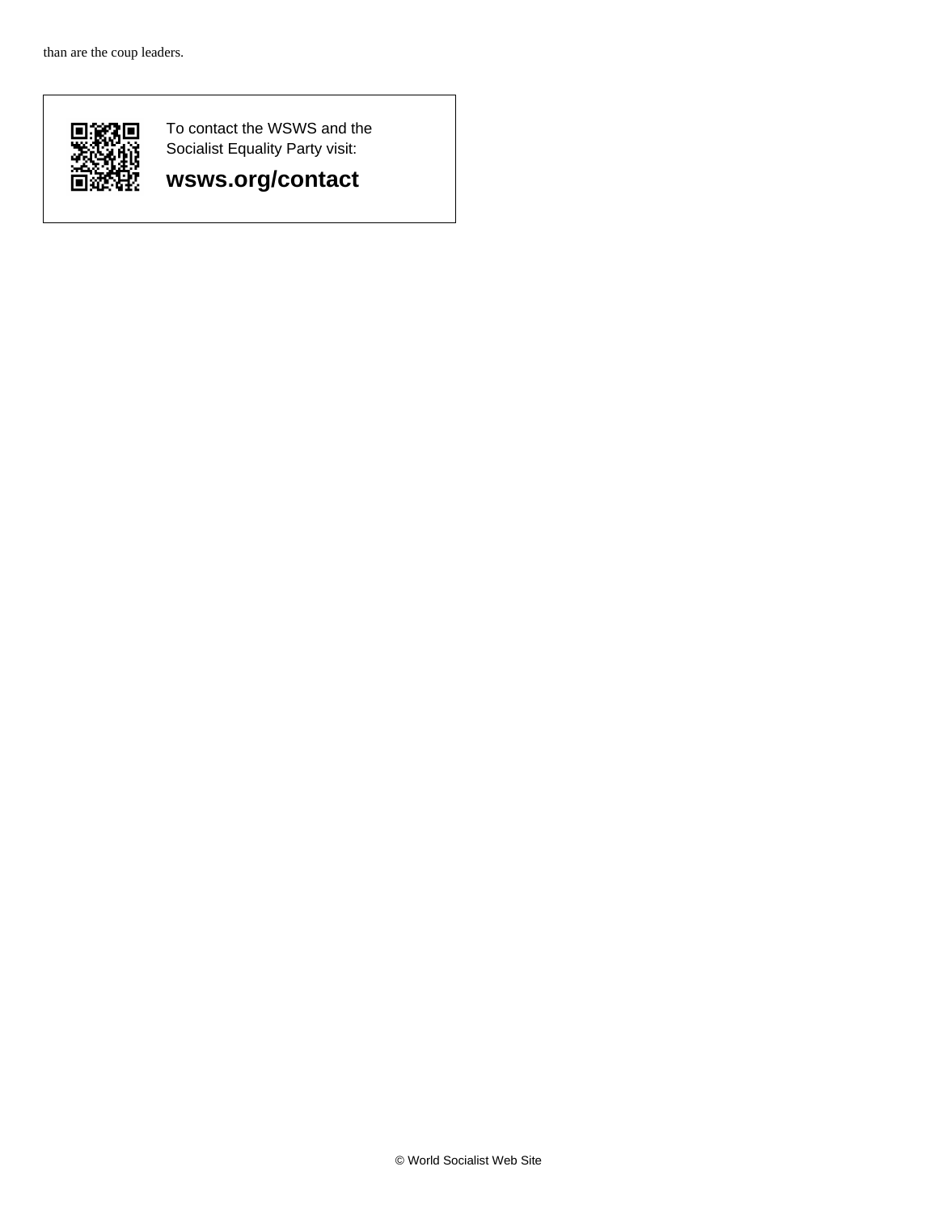than are the coup leaders.

To contact the WSWS and the Socialist Equality Party visit:

**wsws.org/contact**